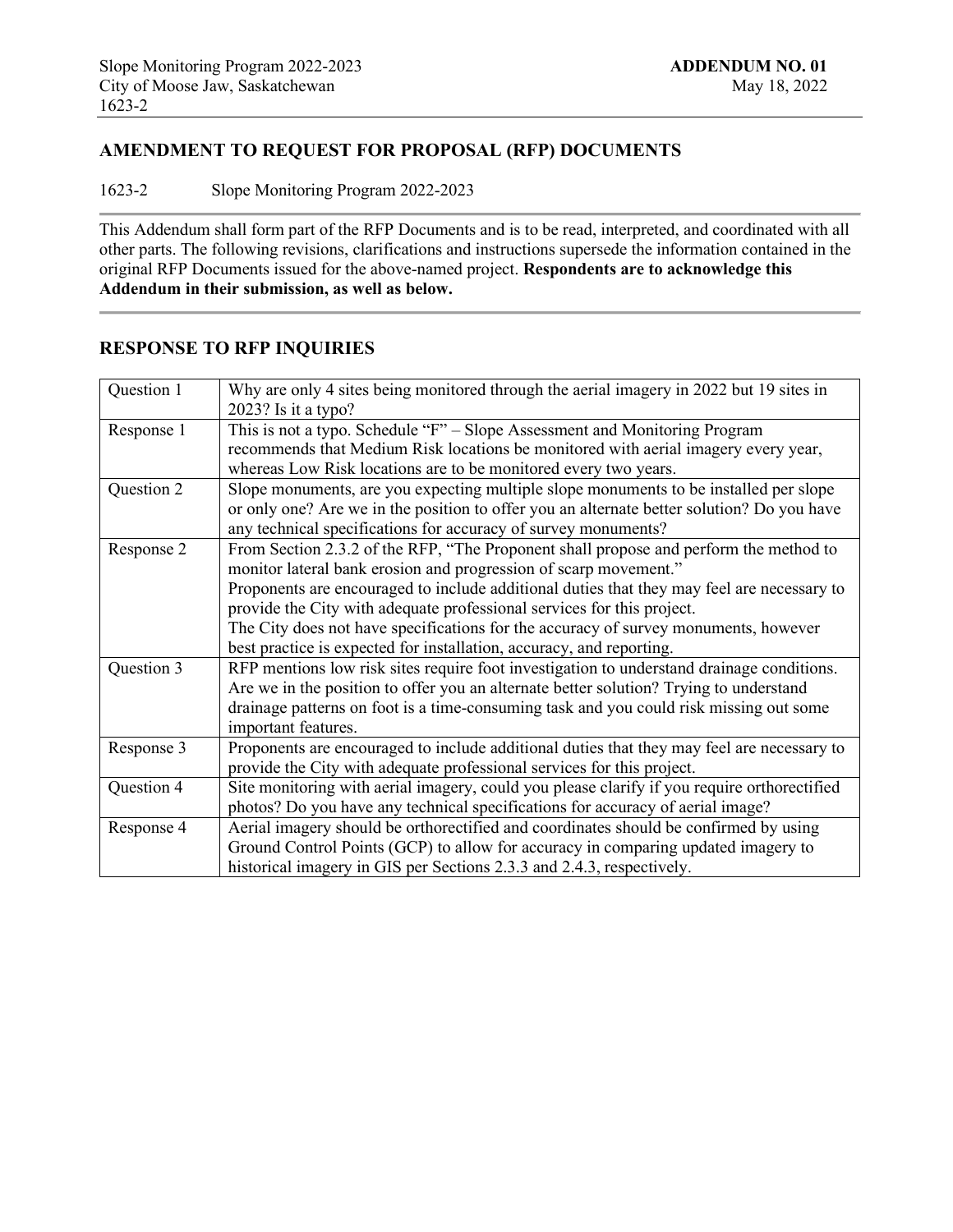Slope Monitoring Program 2022-2023
City of Moose Jaw, Saskatchewan
1623-2

**ADDENDUM NO. 01**
May 18, 2022

## AMENDMENT TO REQUEST FOR PROPOSAL (RFP) DOCUMENTS

1623-2 Slope Monitoring Program 2022-2023

This Addendum shall form part of the RFP Documents and is to be read, interpreted, and coordinated with all other parts. The following revisions, clarifications and instructions supersede the information contained in the original RFP Documents issued for the above-named project. **Respondents are to acknowledge this Addendum in their submission, as well as below.**

## RESPONSE TO RFP INQUIRIES

| | |
|---|---|
| Question 1 | Why are only 4 sites being monitored through the aerial imagery in 2022 but 19 sites in 2023? Is it a typo? |
| Response 1 | This is not a typo. Schedule "F" – Slope Assessment and Monitoring Program recommends that Medium Risk locations be monitored with aerial imagery every year, whereas Low Risk locations are to be monitored every two years. |
| Question 2 | Slope monuments, are you expecting multiple slope monuments to be installed per slope or only one? Are we in the position to offer you an alternate better solution? Do you have any technical specifications for accuracy of survey monuments? |
| Response 2 | From Section 2.3.2 of the RFP, "The Proponent shall propose and perform the method to monitor lateral bank erosion and progression of scarp movement."<br>Proponents are encouraged to include additional duties that they may feel are necessary to provide the City with adequate professional services for this project.<br>The City does not have specifications for the accuracy of survey monuments, however best practice is expected for installation, accuracy, and reporting. |
| Question 3 | RFP mentions low risk sites require foot investigation to understand drainage conditions. Are we in the position to offer you an alternate better solution? Trying to understand drainage patterns on foot is a time-consuming task and you could risk missing out some important features. |
| Response 3 | Proponents are encouraged to include additional duties that they may feel are necessary to provide the City with adequate professional services for this project. |
| Question 4 | Site monitoring with aerial imagery, could you please clarify if you require orthorectified photos? Do you have any technical specifications for accuracy of aerial image? |
| Response 4 | Aerial imagery should be orthorectified and coordinates should be confirmed by using Ground Control Points (GCP) to allow for accuracy in comparing updated imagery to historical imagery in GIS per Sections 2.3.3 and 2.4.3, respectively. |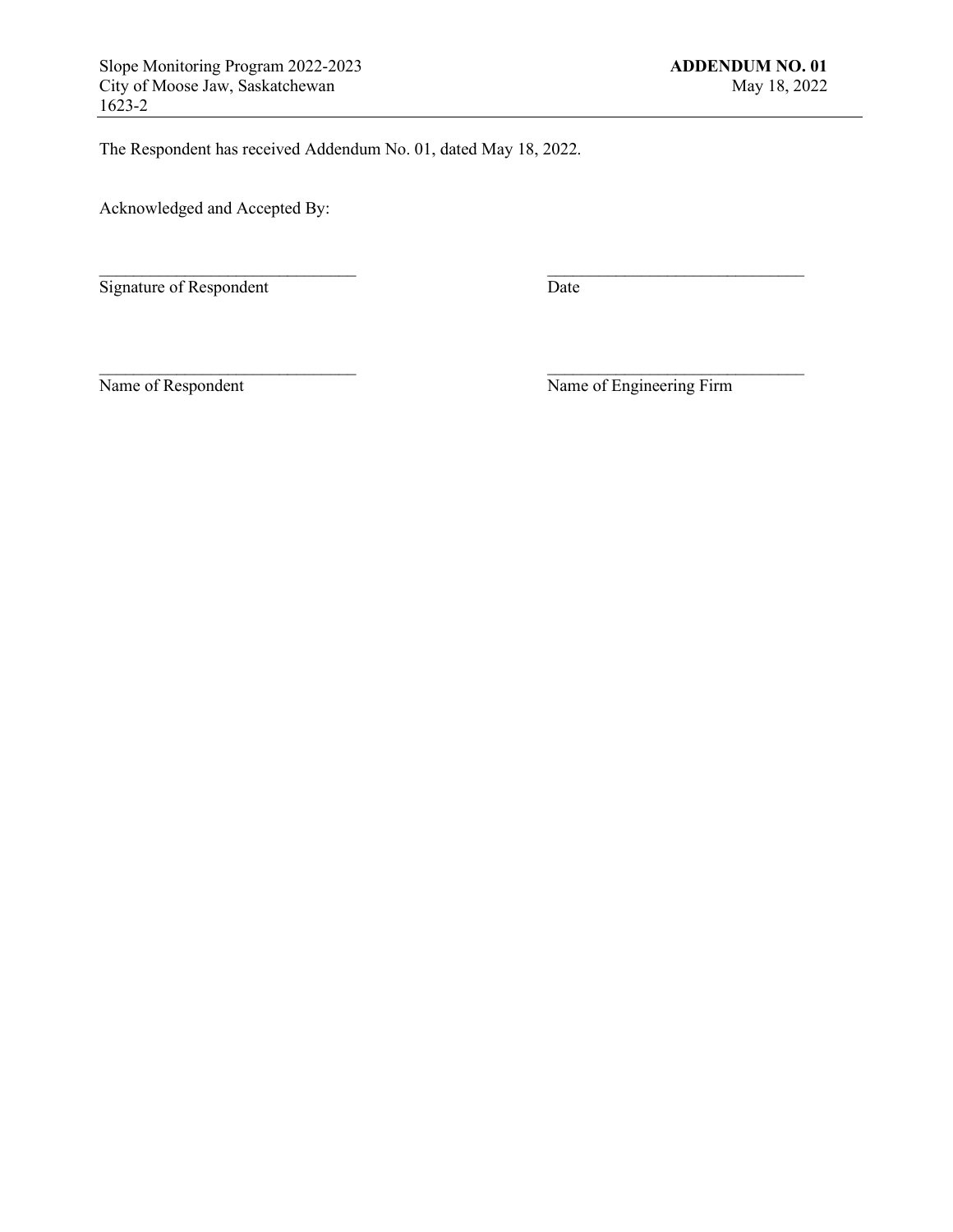The Respondent has received Addendum No. 01, dated May 18, 2022.

Acknowledged and Accepted By:

| | |
|---|---|
| _______________________________ | _______________________________ |
| Signature of Respondent | Date |
| _______________________________ | _______________________________ |
| Name of Respondent | Name of Engineering Firm |